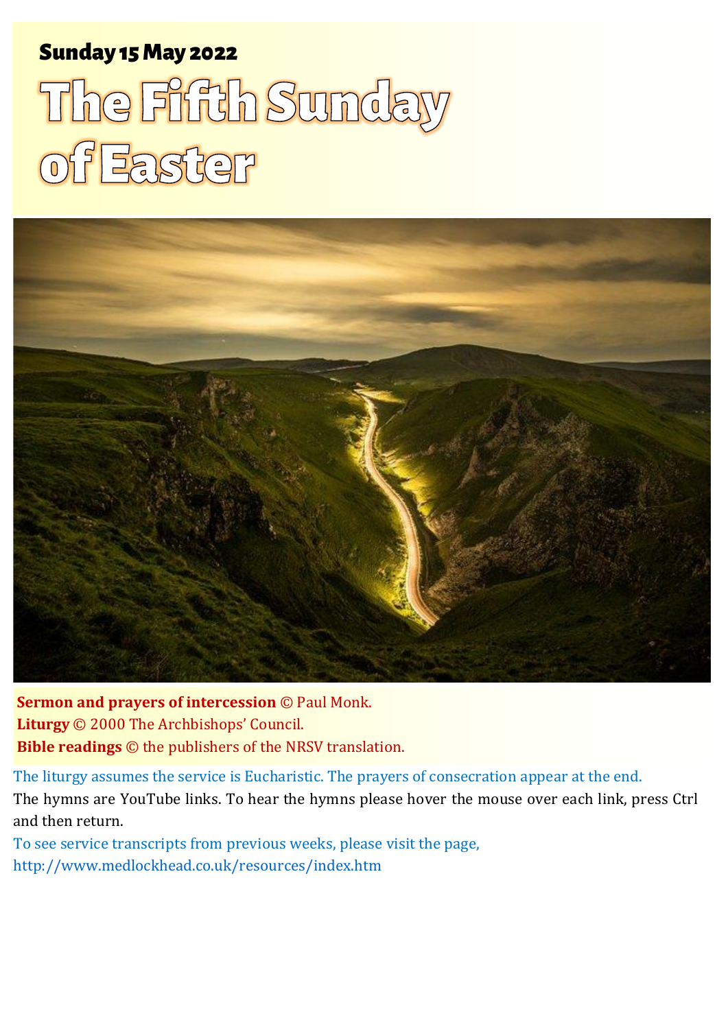**Sunday 15 May 2022**

# The Fifth Sunday of Easter

**Sermon and prayers of intercession** © Paul Monk.
**Liturgy** © 2000 The Archbishops' Council.
**Bible readings** © the publishers of the NRSV translation.

The liturgy assumes the service is Eucharistic. The prayers of consecration appear at the end.

The hymns are YouTube links. To hear the hymns please hover the mouse over each link, press Ctrl and then return.

To see service transcripts from previous weeks, please visit the page,
http://www.medlockhead.co.uk/resources/index.htm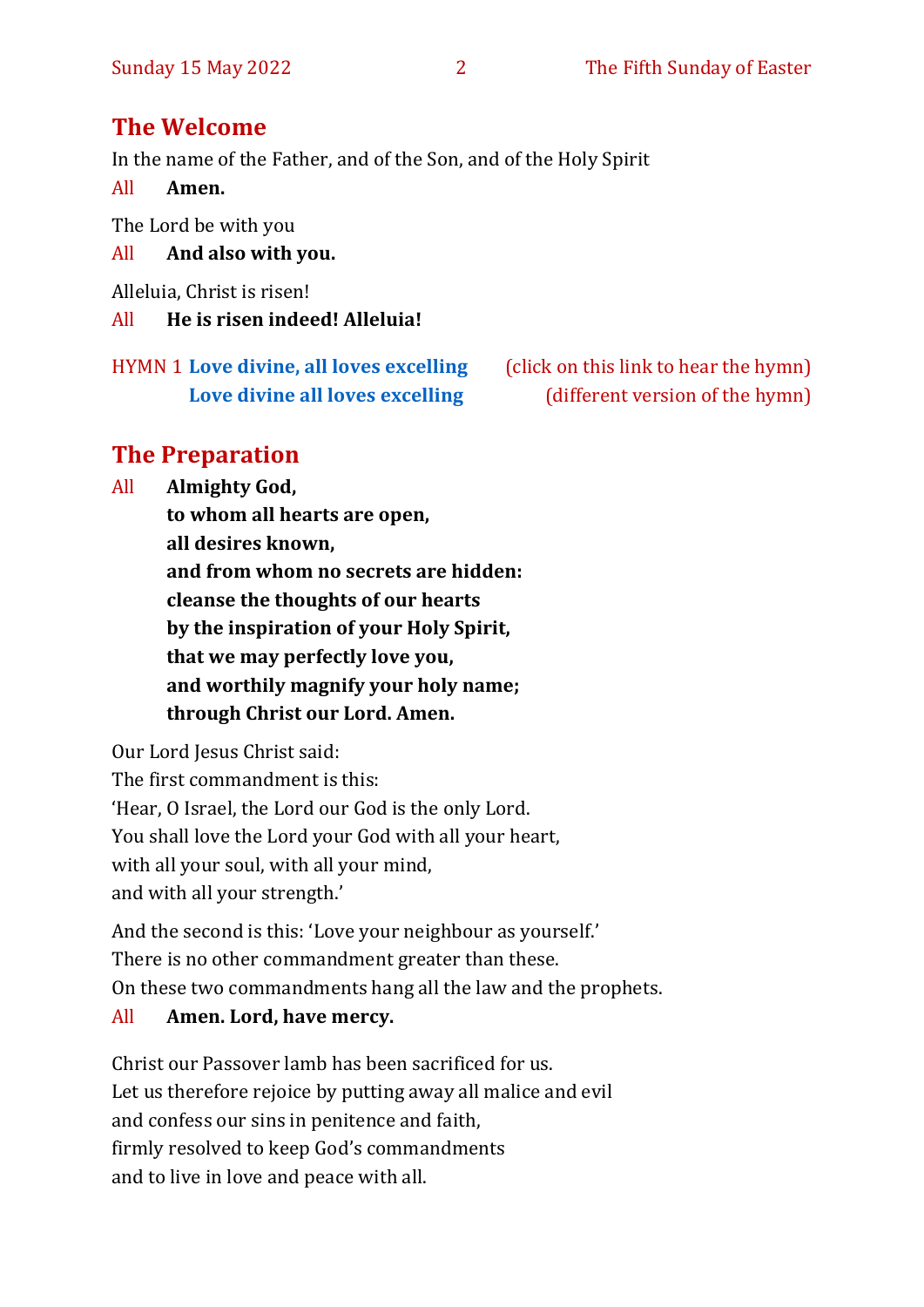## The Welcome

In the name of the Father, and of the Son, and of the Holy Spirit

All **Amen.**

The Lord be with you

All **And also with you.**

Alleluia, Christ is risen!

All **He is risen indeed! Alleluia!**

HYMN 1 **Love divine, all loves excelling** (click on this link to hear the hymn)
**Love divine all loves excelling** (different version of the hymn)

## The Preparation

All **Almighty God,**
**to whom all hearts are open,**
**all desires known,**
**and from whom no secrets are hidden:**
**cleanse the thoughts of our hearts**
**by the inspiration of your Holy Spirit,**
**that we may perfectly love you,**
**and worthily magnify your holy name;**
**through Christ our Lord. Amen.**

Our Lord Jesus Christ said:
The first commandment is this:
'Hear, O Israel, the Lord our God is the only Lord.
You shall love the Lord your God with all your heart,
with all your soul, with all your mind,
and with all your strength.'

And the second is this: 'Love your neighbour as yourself.'
There is no other commandment greater than these.
On these two commandments hang all the law and the prophets.

All **Amen. Lord, have mercy.**

Christ our Passover lamb has been sacrificed for us.
Let us therefore rejoice by putting away all malice and evil
and confess our sins in penitence and faith,
firmly resolved to keep God's commandments
and to live in love and peace with all.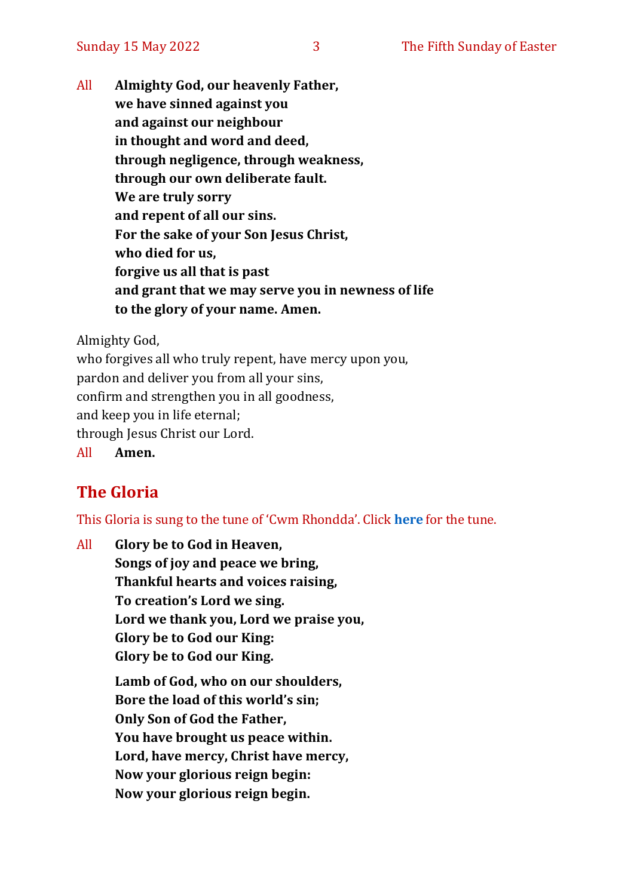All **Almighty God, our heavenly Father,**
**we have sinned against you**
**and against our neighbour**
**in thought and word and deed,**
**through negligence, through weakness,**
**through our own deliberate fault.**
**We are truly sorry**
**and repent of all our sins.**
**For the sake of your Son Jesus Christ,**
**who died for us,**
**forgive us all that is past**
**and grant that we may serve you in newness of life**
**to the glory of your name. Amen.**

Almighty God,
who forgives all who truly repent, have mercy upon you,
pardon and deliver you from all your sins,
confirm and strengthen you in all goodness,
and keep you in life eternal;
through Jesus Christ our Lord.

All **Amen.**

## The Gloria

This Gloria is sung to the tune of 'Cwm Rhondda'. Click **here** for the tune.

All **Glory be to God in Heaven,**
**Songs of joy and peace we bring,**
**Thankful hearts and voices raising,**
**To creation's Lord we sing.**
**Lord we thank you, Lord we praise you,**
**Glory be to God our King:**
**Glory be to God our King.**

**Lamb of God, who on our shoulders,**
**Bore the load of this world's sin;**
**Only Son of God the Father,**
**You have brought us peace within.**
**Lord, have mercy, Christ have mercy,**
**Now your glorious reign begin:**
**Now your glorious reign begin.**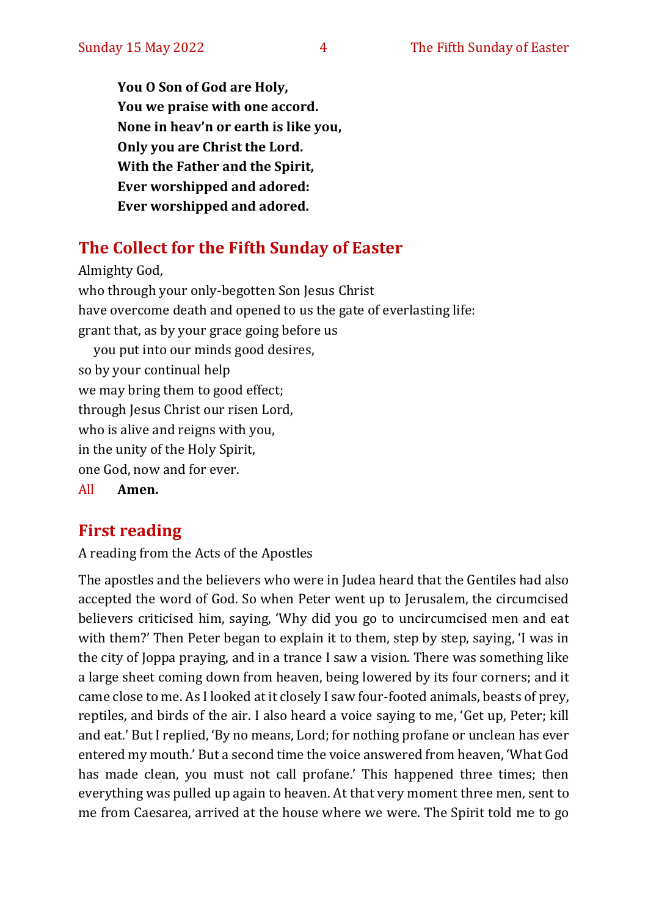**You O Son of God are Holy,**
**You we praise with one accord.**
**None in heav'n or earth is like you,**
**Only you are Christ the Lord.**
**With the Father and the Spirit,**
**Ever worshipped and adored:**
**Ever worshipped and adored.**

## The Collect for the Fifth Sunday of Easter

Almighty God,
who through your only-begotten Son Jesus Christ
have overcome death and opened to us the gate of everlasting life:
grant that, as by your grace going before us
  you put into our minds good desires,
so by your continual help
we may bring them to good effect;
through Jesus Christ our risen Lord,
who is alive and reigns with you,
in the unity of the Holy Spirit,
one God, now and for ever.

All **Amen.**

## First reading

A reading from the Acts of the Apostles

The apostles and the believers who were in Judea heard that the Gentiles had also accepted the word of God. So when Peter went up to Jerusalem, the circumcised believers criticised him, saying, 'Why did you go to uncircumcised men and eat with them?' Then Peter began to explain it to them, step by step, saying, 'I was in the city of Joppa praying, and in a trance I saw a vision. There was something like a large sheet coming down from heaven, being lowered by its four corners; and it came close to me. As I looked at it closely I saw four-footed animals, beasts of prey, reptiles, and birds of the air. I also heard a voice saying to me, 'Get up, Peter; kill and eat.' But I replied, 'By no means, Lord; for nothing profane or unclean has ever entered my mouth.' But a second time the voice answered from heaven, 'What God has made clean, you must not call profane.' This happened three times; then everything was pulled up again to heaven. At that very moment three men, sent to me from Caesarea, arrived at the house where we were. The Spirit told me to go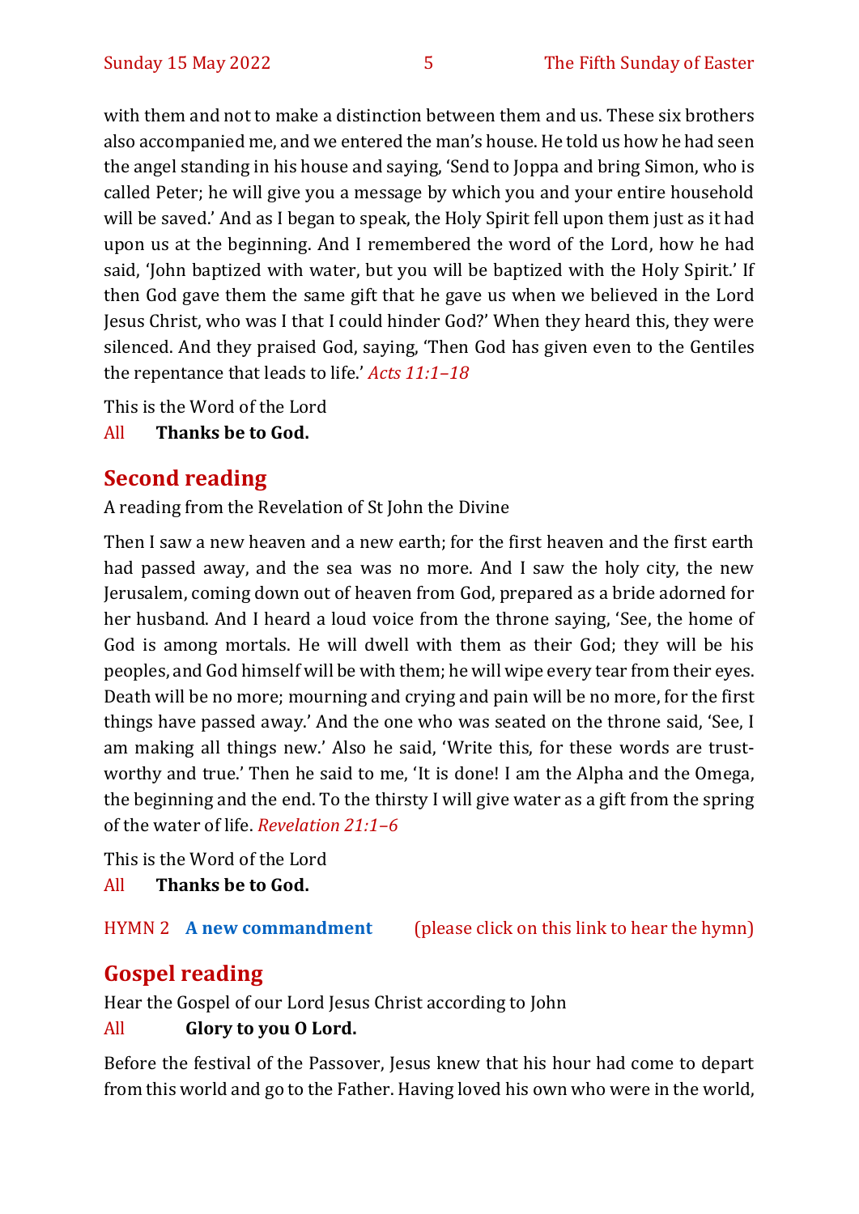with them and not to make a distinction between them and us. These six brothers also accompanied me, and we entered the man's house. He told us how he had seen the angel standing in his house and saying, 'Send to Joppa and bring Simon, who is called Peter; he will give you a message by which you and your entire household will be saved.' And as I began to speak, the Holy Spirit fell upon them just as it had upon us at the beginning. And I remembered the word of the Lord, how he had said, 'John baptized with water, but you will be baptized with the Holy Spirit.' If then God gave them the same gift that he gave us when we believed in the Lord Jesus Christ, who was I that I could hinder God?' When they heard this, they were silenced. And they praised God, saying, 'Then God has given even to the Gentiles the repentance that leads to life.' *Acts 11:1–18*

This is the Word of the Lord

All **Thanks be to God.**

## Second reading

A reading from the Revelation of St John the Divine

Then I saw a new heaven and a new earth; for the first heaven and the first earth had passed away, and the sea was no more. And I saw the holy city, the new Jerusalem, coming down out of heaven from God, prepared as a bride adorned for her husband. And I heard a loud voice from the throne saying, 'See, the home of God is among mortals. He will dwell with them as their God; they will be his peoples, and God himself will be with them; he will wipe every tear from their eyes. Death will be no more; mourning and crying and pain will be no more, for the first things have passed away.' And the one who was seated on the throne said, 'See, I am making all things new.' Also he said, 'Write this, for these words are trust-worthy and true.' Then he said to me, 'It is done! I am the Alpha and the Omega, the beginning and the end. To the thirsty I will give water as a gift from the spring of the water of life. *Revelation 21:1–6*

This is the Word of the Lord

All **Thanks be to God.**

HYMN 2 **A new commandment** (please click on this link to hear the hymn)

## Gospel reading

Hear the Gospel of our Lord Jesus Christ according to John

All **Glory to you O Lord.**

Before the festival of the Passover, Jesus knew that his hour had come to depart from this world and go to the Father. Having loved his own who were in the world,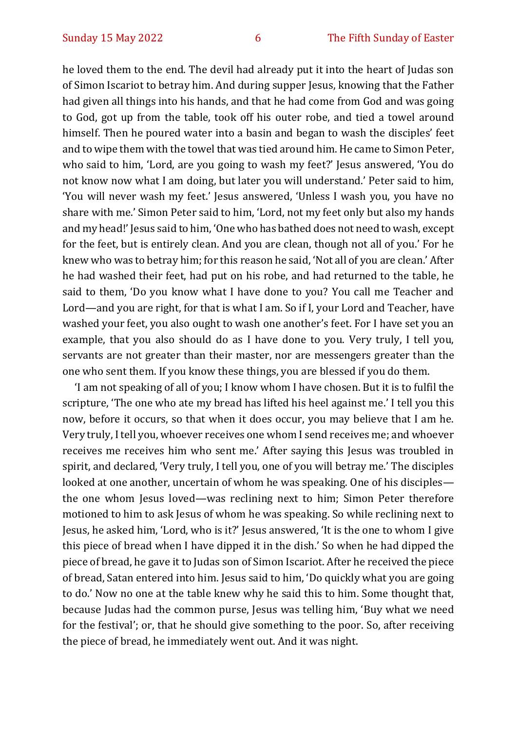he loved them to the end. The devil had already put it into the heart of Judas son of Simon Iscariot to betray him. And during supper Jesus, knowing that the Father had given all things into his hands, and that he had come from God and was going to God, got up from the table, took off his outer robe, and tied a towel around himself. Then he poured water into a basin and began to wash the disciples' feet and to wipe them with the towel that was tied around him. He came to Simon Peter, who said to him, 'Lord, are you going to wash my feet?' Jesus answered, 'You do not know now what I am doing, but later you will understand.' Peter said to him, 'You will never wash my feet.' Jesus answered, 'Unless I wash you, you have no share with me.' Simon Peter said to him, 'Lord, not my feet only but also my hands and my head!' Jesus said to him, 'One who has bathed does not need to wash, except for the feet, but is entirely clean. And you are clean, though not all of you.' For he knew who was to betray him; for this reason he said, 'Not all of you are clean.' After he had washed their feet, had put on his robe, and had returned to the table, he said to them, 'Do you know what I have done to you? You call me Teacher and Lord—and you are right, for that is what I am. So if I, your Lord and Teacher, have washed your feet, you also ought to wash one another's feet. For I have set you an example, that you also should do as I have done to you. Very truly, I tell you, servants are not greater than their master, nor are messengers greater than the one who sent them. If you know these things, you are blessed if you do them.

'I am not speaking of all of you; I know whom I have chosen. But it is to fulfil the scripture, 'The one who ate my bread has lifted his heel against me.' I tell you this now, before it occurs, so that when it does occur, you may believe that I am he. Very truly, I tell you, whoever receives one whom I send receives me; and whoever receives me receives him who sent me.' After saying this Jesus was troubled in spirit, and declared, 'Very truly, I tell you, one of you will betray me.' The disciples looked at one another, uncertain of whom he was speaking. One of his disciples—the one whom Jesus loved—was reclining next to him; Simon Peter therefore motioned to him to ask Jesus of whom he was speaking. So while reclining next to Jesus, he asked him, 'Lord, who is it?' Jesus answered, 'It is the one to whom I give this piece of bread when I have dipped it in the dish.' So when he had dipped the piece of bread, he gave it to Judas son of Simon Iscariot. After he received the piece of bread, Satan entered into him. Jesus said to him, 'Do quickly what you are going to do.' Now no one at the table knew why he said this to him. Some thought that, because Judas had the common purse, Jesus was telling him, 'Buy what we need for the festival'; or, that he should give something to the poor. So, after receiving the piece of bread, he immediately went out. And it was night.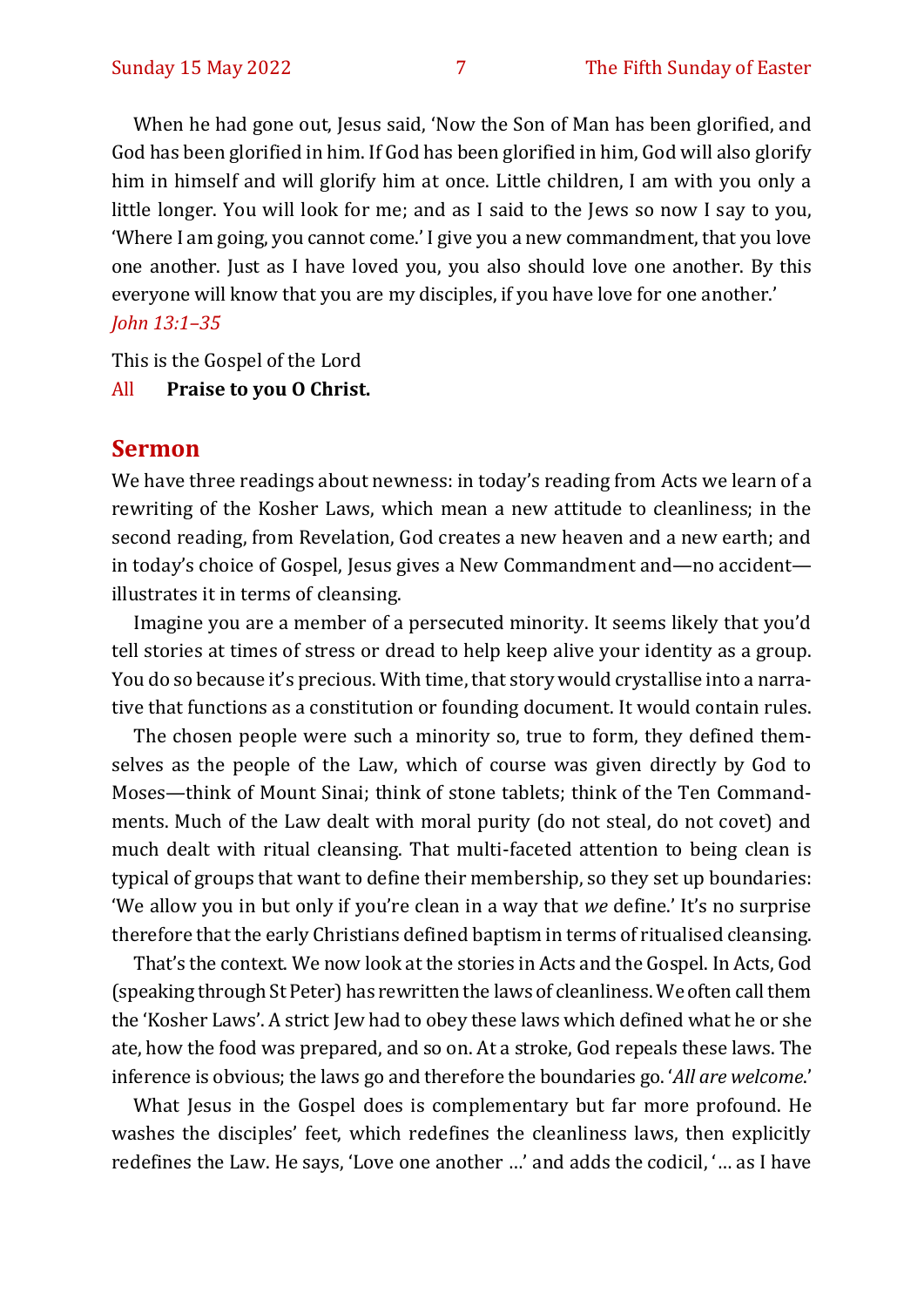When he had gone out, Jesus said, 'Now the Son of Man has been glorified, and God has been glorified in him. If God has been glorified in him, God will also glorify him in himself and will glorify him at once. Little children, I am with you only a little longer. You will look for me; and as I said to the Jews so now I say to you, 'Where I am going, you cannot come.' I give you a new commandment, that you love one another. Just as I have loved you, you also should love one another. By this everyone will know that you are my disciples, if you have love for one another.'
*John 13:1–35*

This is the Gospel of the Lord
All **Praise to you O Christ.**

## Sermon

We have three readings about newness: in today's reading from Acts we learn of a rewriting of the Kosher Laws, which mean a new attitude to cleanliness; in the second reading, from Revelation, God creates a new heaven and a new earth; and in today's choice of Gospel, Jesus gives a New Commandment and—no accident—illustrates it in terms of cleansing.

Imagine you are a member of a persecuted minority. It seems likely that you'd tell stories at times of stress or dread to help keep alive your identity as a group. You do so because it's precious. With time, that story would crystallise into a narrative that functions as a constitution or founding document. It would contain rules.

The chosen people were such a minority so, true to form, they defined themselves as the people of the Law, which of course was given directly by God to Moses—think of Mount Sinai; think of stone tablets; think of the Ten Commandments. Much of the Law dealt with moral purity (do not steal, do not covet) and much dealt with ritual cleansing. That multi-faceted attention to being clean is typical of groups that want to define their membership, so they set up boundaries: 'We allow you in but only if you're clean in a way that *we* define.' It's no surprise therefore that the early Christians defined baptism in terms of ritualised cleansing.

That's the context. We now look at the stories in Acts and the Gospel. In Acts, God (speaking through St Peter) has rewritten the laws of cleanliness. We often call them the 'Kosher Laws'. A strict Jew had to obey these laws which defined what he or she ate, how the food was prepared, and so on. At a stroke, God repeals these laws. The inference is obvious; the laws go and therefore the boundaries go. '*All are welcome*.'

What Jesus in the Gospel does is complementary but far more profound. He washes the disciples' feet, which redefines the cleanliness laws, then explicitly redefines the Law. He says, 'Love one another …' and adds the codicil, '… as I have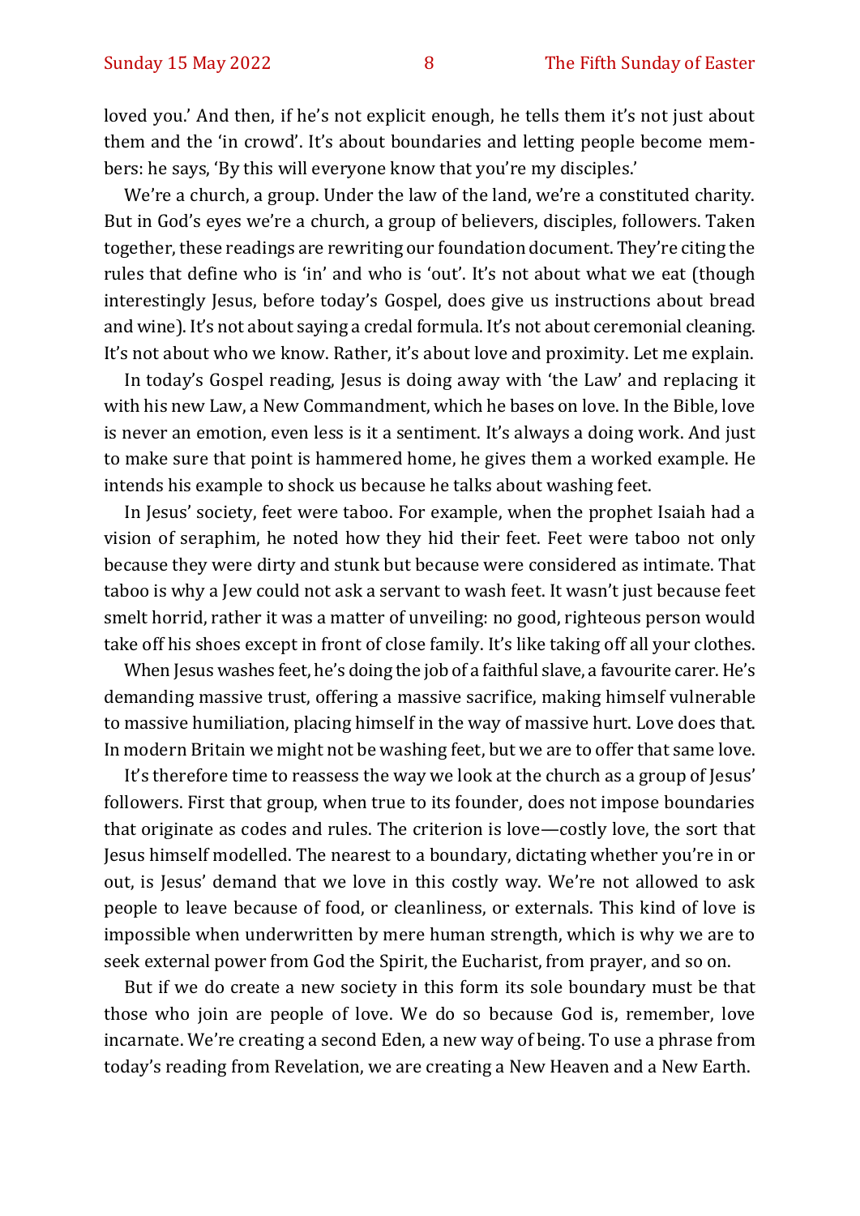loved you.' And then, if he's not explicit enough, he tells them it's not just about them and the 'in crowd'. It's about boundaries and letting people become members: he says, 'By this will everyone know that you're my disciples.'

We're a church, a group. Under the law of the land, we're a constituted charity. But in God's eyes we're a church, a group of believers, disciples, followers. Taken together, these readings are rewriting our foundation document. They're citing the rules that define who is 'in' and who is 'out'. It's not about what we eat (though interestingly Jesus, before today's Gospel, does give us instructions about bread and wine). It's not about saying a credal formula. It's not about ceremonial cleaning. It's not about who we know. Rather, it's about love and proximity. Let me explain.

In today's Gospel reading, Jesus is doing away with 'the Law' and replacing it with his new Law, a New Commandment, which he bases on love. In the Bible, love is never an emotion, even less is it a sentiment. It's always a doing work. And just to make sure that point is hammered home, he gives them a worked example. He intends his example to shock us because he talks about washing feet.

In Jesus' society, feet were taboo. For example, when the prophet Isaiah had a vision of seraphim, he noted how they hid their feet. Feet were taboo not only because they were dirty and stunk but because were considered as intimate. That taboo is why a Jew could not ask a servant to wash feet. It wasn't just because feet smelt horrid, rather it was a matter of unveiling: no good, righteous person would take off his shoes except in front of close family. It's like taking off all your clothes.

When Jesus washes feet, he's doing the job of a faithful slave, a favourite carer. He's demanding massive trust, offering a massive sacrifice, making himself vulnerable to massive humiliation, placing himself in the way of massive hurt. Love does that. In modern Britain we might not be washing feet, but we are to offer that same love.

It's therefore time to reassess the way we look at the church as a group of Jesus' followers. First that group, when true to its founder, does not impose boundaries that originate as codes and rules. The criterion is love—costly love, the sort that Jesus himself modelled. The nearest to a boundary, dictating whether you're in or out, is Jesus' demand that we love in this costly way. We're not allowed to ask people to leave because of food, or cleanliness, or externals. This kind of love is impossible when underwritten by mere human strength, which is why we are to seek external power from God the Spirit, the Eucharist, from prayer, and so on.

But if we do create a new society in this form its sole boundary must be that those who join are people of love. We do so because God is, remember, love incarnate. We're creating a second Eden, a new way of being. To use a phrase from today's reading from Revelation, we are creating a New Heaven and a New Earth.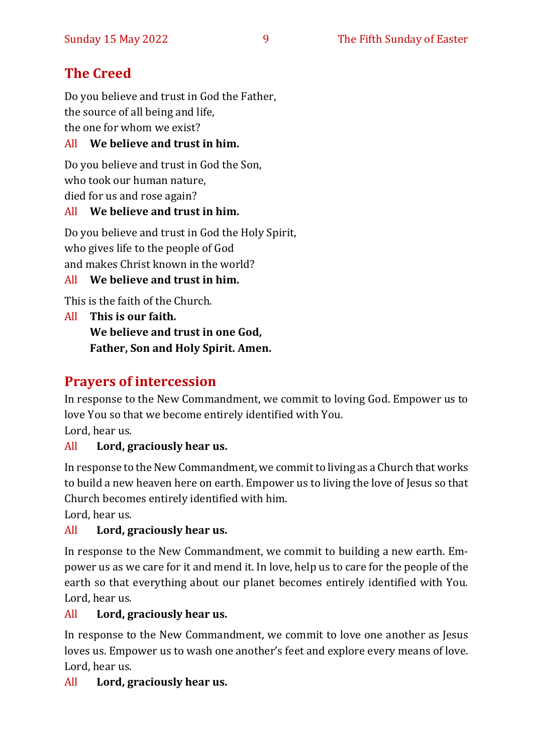## The Creed

Do you believe and trust in God the Father,
the source of all being and life,
the one for whom we exist?

All **We believe and trust in him.**

Do you believe and trust in God the Son,
who took our human nature,
died for us and rose again?

All **We believe and trust in him.**

Do you believe and trust in God the Holy Spirit,
who gives life to the people of God
and makes Christ known in the world?

All **We believe and trust in him.**

This is the faith of the Church.

All **This is our faith.**
**We believe and trust in one God,**
**Father, Son and Holy Spirit. Amen.**

## Prayers of intercession

In response to the New Commandment, we commit to loving God. Empower us to love You so that we become entirely identified with You.
Lord, hear us.

All **Lord, graciously hear us.**

In response to the New Commandment, we commit to living as a Church that works to build a new heaven here on earth. Empower us to living the love of Jesus so that Church becomes entirely identified with him.
Lord, hear us.

All **Lord, graciously hear us.**

In response to the New Commandment, we commit to building a new earth. Empower us as we care for it and mend it. In love, help us to care for the people of the earth so that everything about our planet becomes entirely identified with You.
Lord, hear us.

All **Lord, graciously hear us.**

In response to the New Commandment, we commit to love one another as Jesus loves us. Empower us to wash one another's feet and explore every means of love.
Lord, hear us.

All **Lord, graciously hear us.**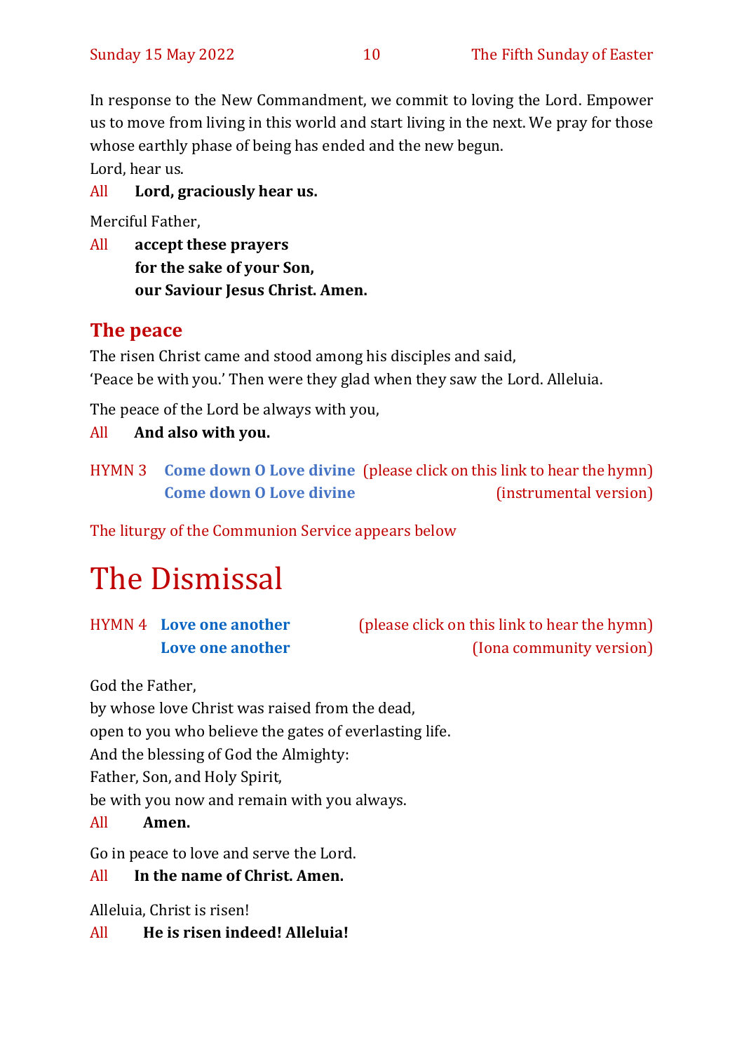In response to the New Commandment, we commit to loving the Lord. Empower us to move from living in this world and start living in the next. We pray for those whose earthly phase of being has ended and the new begun.
Lord, hear us.

All **Lord, graciously hear us.**

Merciful Father,

All **accept these prayers**
**for the sake of your Son,**
**our Saviour Jesus Christ. Amen.**

## The peace

The risen Christ came and stood among his disciples and said,
'Peace be with you.' Then were they glad when they saw the Lord. Alleluia.

The peace of the Lord be always with you,

All **And also with you.**

HYMN 3 **Come down O Love divine** (please click on this link to hear the hymn)
**Come down O Love divine** (instrumental version)

The liturgy of the Communion Service appears below

# The Dismissal

HYMN 4 **Love one another** (please click on this link to hear the hymn)
**Love one another** (Iona community version)

God the Father,
by whose love Christ was raised from the dead,
open to you who believe the gates of everlasting life.
And the blessing of God the Almighty:
Father, Son, and Holy Spirit,
be with you now and remain with you always.

All **Amen.**

Go in peace to love and serve the Lord.

All **In the name of Christ. Amen.**

Alleluia, Christ is risen!

All **He is risen indeed! Alleluia!**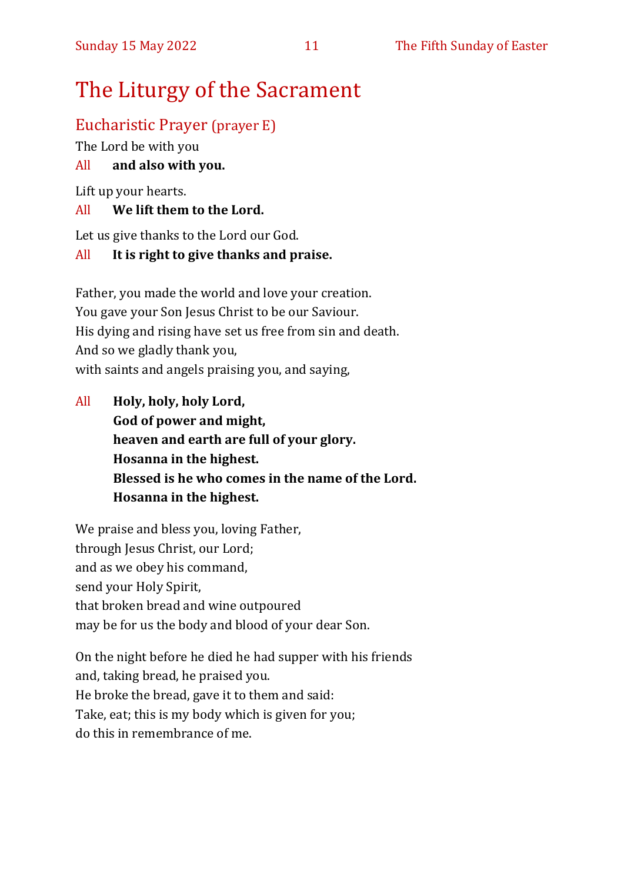# The Liturgy of the Sacrament

## Eucharistic Prayer (prayer E)

The Lord be with you

All **and also with you.**

Lift up your hearts.

All **We lift them to the Lord.**

Let us give thanks to the Lord our God.

All **It is right to give thanks and praise.**

Father, you made the world and love your creation.
You gave your Son Jesus Christ to be our Saviour.
His dying and rising have set us free from sin and death.
And so we gladly thank you,
with saints and angels praising you, and saying,

All **Holy, holy, holy Lord,**
**God of power and might,**
**heaven and earth are full of your glory.**
**Hosanna in the highest.**
**Blessed is he who comes in the name of the Lord.**
**Hosanna in the highest.**

We praise and bless you, loving Father,
through Jesus Christ, our Lord;
and as we obey his command,
send your Holy Spirit,
that broken bread and wine outpoured
may be for us the body and blood of your dear Son.

On the night before he died he had supper with his friends
and, taking bread, he praised you.
He broke the bread, gave it to them and said:
Take, eat; this is my body which is given for you;
do this in remembrance of me.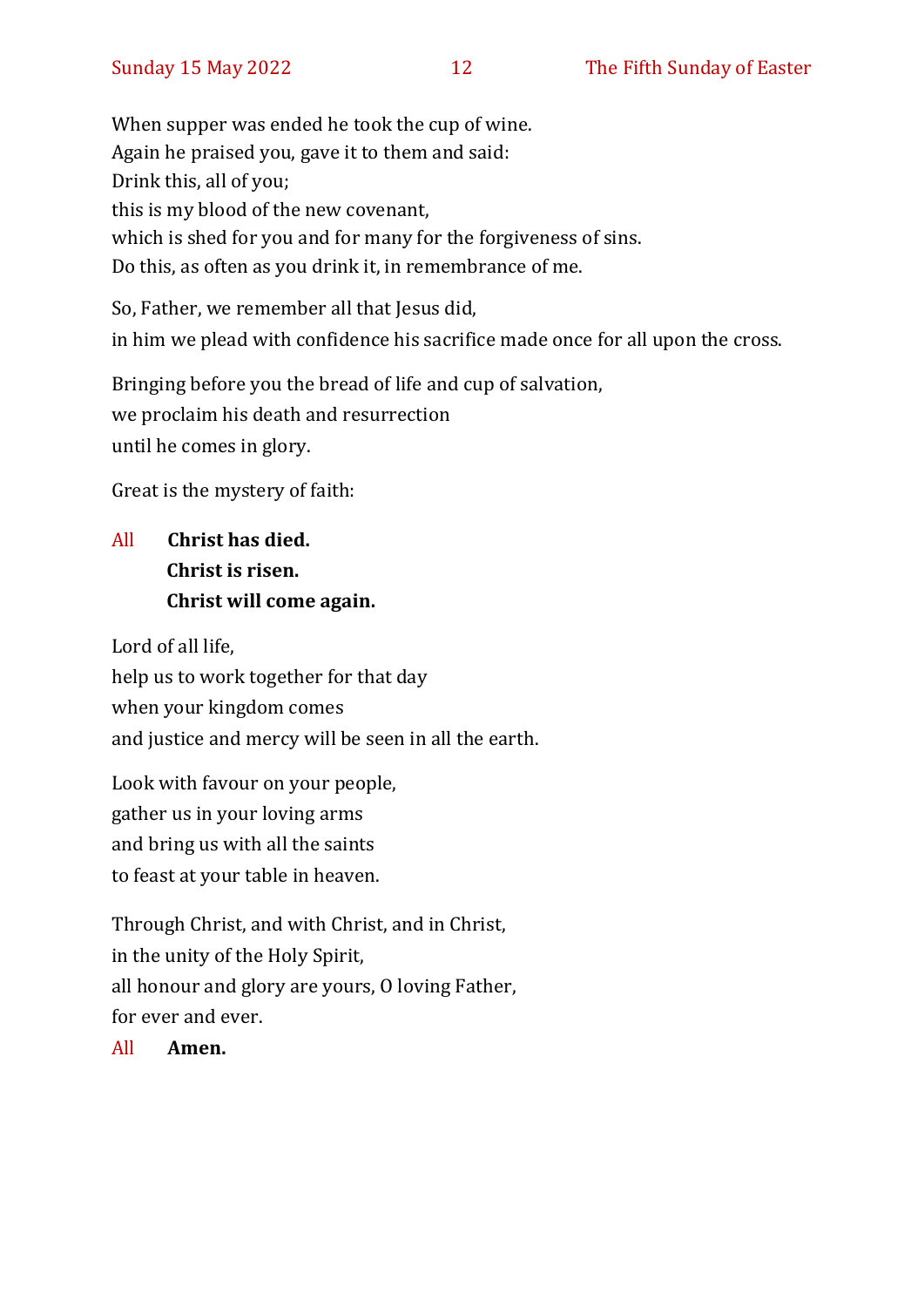When supper was ended he took the cup of wine.
Again he praised you, gave it to them and said:
Drink this, all of you;
this is my blood of the new covenant,
which is shed for you and for many for the forgiveness of sins.
Do this, as often as you drink it, in remembrance of me.

So, Father, we remember all that Jesus did,
in him we plead with confidence his sacrifice made once for all upon the cross.

Bringing before you the bread of life and cup of salvation,
we proclaim his death and resurrection
until he comes in glory.

Great is the mystery of faith:

All **Christ has died.**
**Christ is risen.**
**Christ will come again.**

Lord of all life,
help us to work together for that day
when your kingdom comes
and justice and mercy will be seen in all the earth.

Look with favour on your people,
gather us in your loving arms
and bring us with all the saints
to feast at your table in heaven.

Through Christ, and with Christ, and in Christ,
in the unity of the Holy Spirit,
all honour and glory are yours, O loving Father,
for ever and ever.

All **Amen.**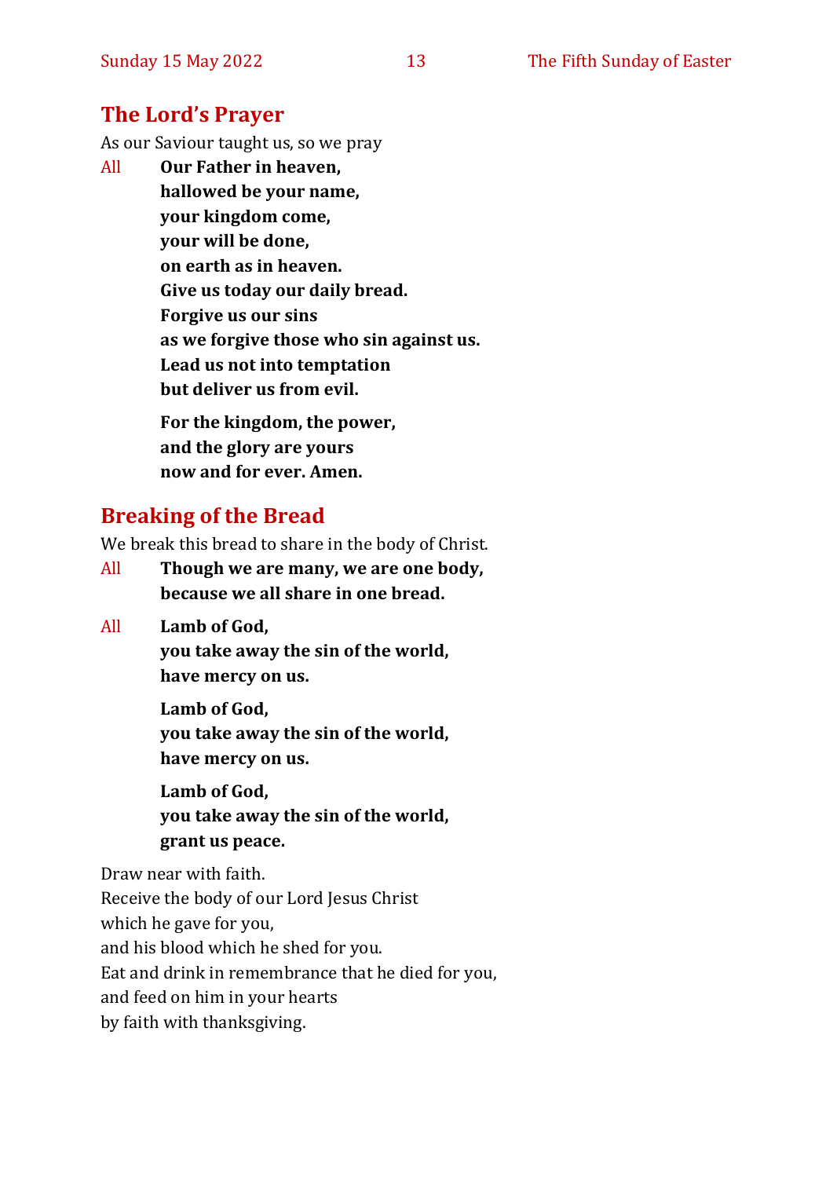## The Lord's Prayer

As our Saviour taught us, so we pray

All **Our Father in heaven,**
**hallowed be your name,**
**your kingdom come,**
**your will be done,**
**on earth as in heaven.**
**Give us today our daily bread.**
**Forgive us our sins**
**as we forgive those who sin against us.**
**Lead us not into temptation**
**but deliver us from evil.**

**For the kingdom, the power,**
**and the glory are yours**
**now and for ever. Amen.**

## Breaking of the Bread

We break this bread to share in the body of Christ.

All **Though we are many, we are one body,**
**because we all share in one bread.**

All **Lamb of God,**
**you take away the sin of the world,**
**have mercy on us.**

**Lamb of God,**
**you take away the sin of the world,**
**have mercy on us.**

**Lamb of God,**
**you take away the sin of the world,**
**grant us peace.**

Draw near with faith.
Receive the body of our Lord Jesus Christ
which he gave for you,
and his blood which he shed for you.
Eat and drink in remembrance that he died for you,
and feed on him in your hearts
by faith with thanksgiving.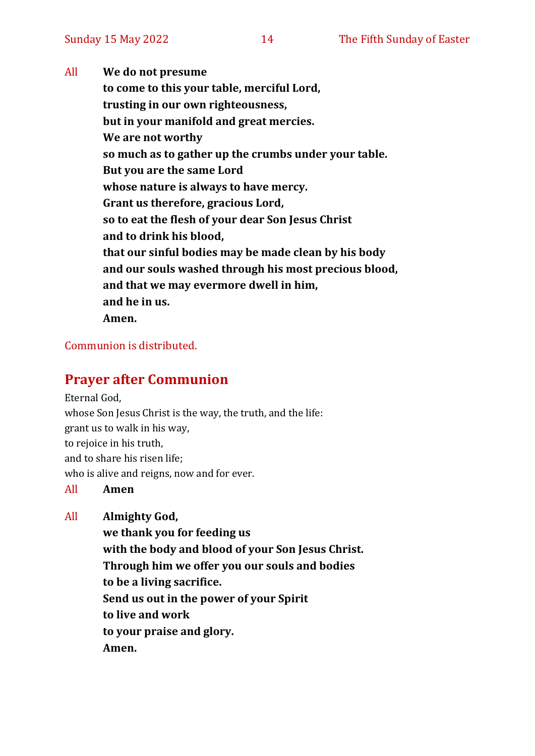All **We do not presume**
**to come to this your table, merciful Lord,**
**trusting in our own righteousness,**
**but in your manifold and great mercies.**
**We are not worthy**
**so much as to gather up the crumbs under your table.**
**But you are the same Lord**
**whose nature is always to have mercy.**
**Grant us therefore, gracious Lord,**
**so to eat the flesh of your dear Son Jesus Christ**
**and to drink his blood,**
**that our sinful bodies may be made clean by his body**
**and our souls washed through his most precious blood,**
**and that we may evermore dwell in him,**
**and he in us.**
**Amen.**

Communion is distributed.

## Prayer after Communion

Eternal God,
whose Son Jesus Christ is the way, the truth, and the life:
grant us to walk in his way,
to rejoice in his truth,
and to share his risen life;
who is alive and reigns, now and for ever.

All **Amen**

All **Almighty God,**
**we thank you for feeding us**
**with the body and blood of your Son Jesus Christ.**
**Through him we offer you our souls and bodies**
**to be a living sacrifice.**
**Send us out in the power of your Spirit**
**to live and work**
**to your praise and glory.**
**Amen.**